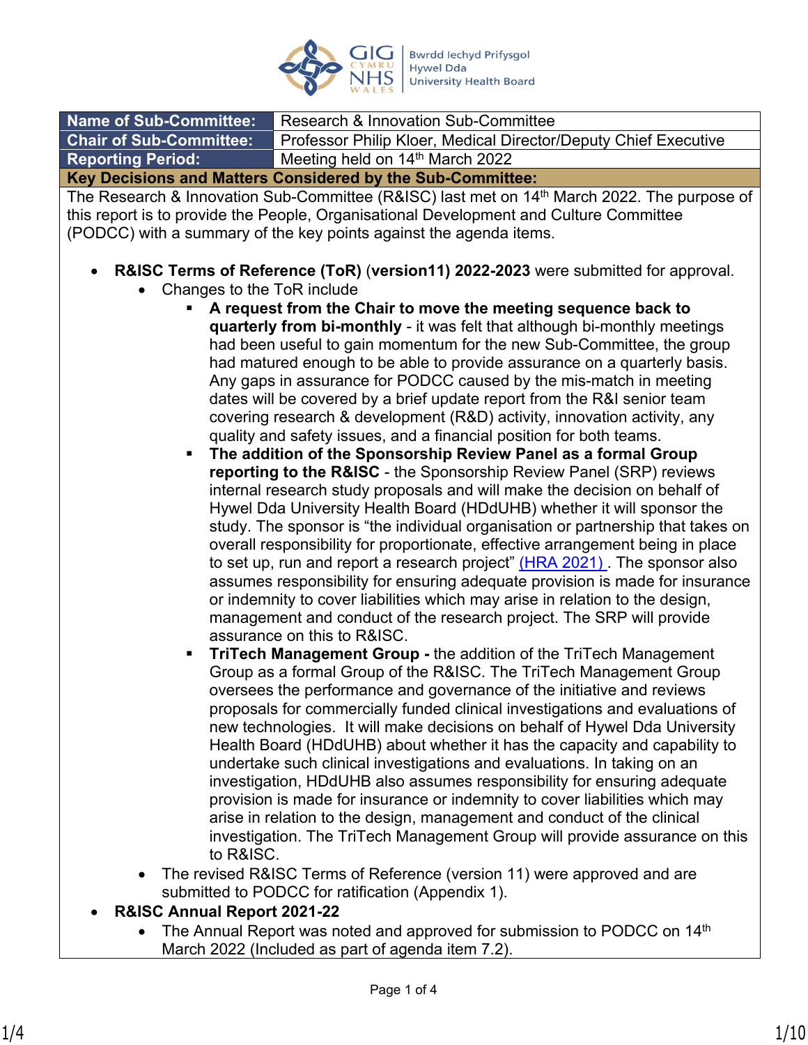| Name of Sub-Committee: | Research & Innovation Sub-Committee |
| --- | --- |
| Chair of Sub-Committee: | Professor Philip Kloer, Medical Director/Deputy Chief Executive |
| Reporting Period: | Meeting held on 14th March 2022 |

**Key Decisions and Matters Considered by the Sub-Committee:**

The Research & Innovation Sub-Committee (R&ISC) last met on 14th March 2022. The purpose of this report is to provide the People, Organisational Development and Culture Committee (PODCC) with a summary of the key points against the agenda items.

- **R&ISC Terms of Reference (ToR)** (**version11) 2022-2023** were submitted for approval.
  - Changes to the ToR include
    - **A request from the Chair to move the meeting sequence back to quarterly from bi-monthly** - it was felt that although bi-monthly meetings had been useful to gain momentum for the new Sub-Committee, the group had matured enough to be able to provide assurance on a quarterly basis. Any gaps in assurance for PODCC caused by the mis-match in meeting dates will be covered by a brief update report from the R&I senior team covering research & development (R&D) activity, innovation activity, any quality and safety issues, and a financial position for both teams.
    - **The addition of the Sponsorship Review Panel as a formal Group reporting to the R&ISC** - the Sponsorship Review Panel (SRP) reviews internal research study proposals and will make the decision on behalf of Hywel Dda University Health Board (HDdUHB) whether it will sponsor the study. The sponsor is "the individual organisation or partnership that takes on overall responsibility for proportionate, effective arrangement being in place to set up, run and report a research project" (HRA 2021). The sponsor also assumes responsibility for ensuring adequate provision is made for insurance or indemnity to cover liabilities which may arise in relation to the design, management and conduct of the research project. The SRP will provide assurance on this to R&ISC.
    - **TriTech Management Group -** the addition of the TriTech Management Group as a formal Group of the R&ISC. The TriTech Management Group oversees the performance and governance of the initiative and reviews proposals for commercially funded clinical investigations and evaluations of new technologies. It will make decisions on behalf of Hywel Dda University Health Board (HDdUHB) about whether it has the capacity and capability to undertake such clinical investigations and evaluations. In taking on an investigation, HDdUHB also assumes responsibility for ensuring adequate provision is made for insurance or indemnity to cover liabilities which may arise in relation to the design, management and conduct of the clinical investigation. The TriTech Management Group will provide assurance on this to R&ISC.
  - The revised R&ISC Terms of Reference (version 11) were approved and are submitted to PODCC for ratification (Appendix 1).
- **R&ISC Annual Report 2021-22**
  - The Annual Report was noted and approved for submission to PODCC on 14th March 2022 (Included as part of agenda item 7.2).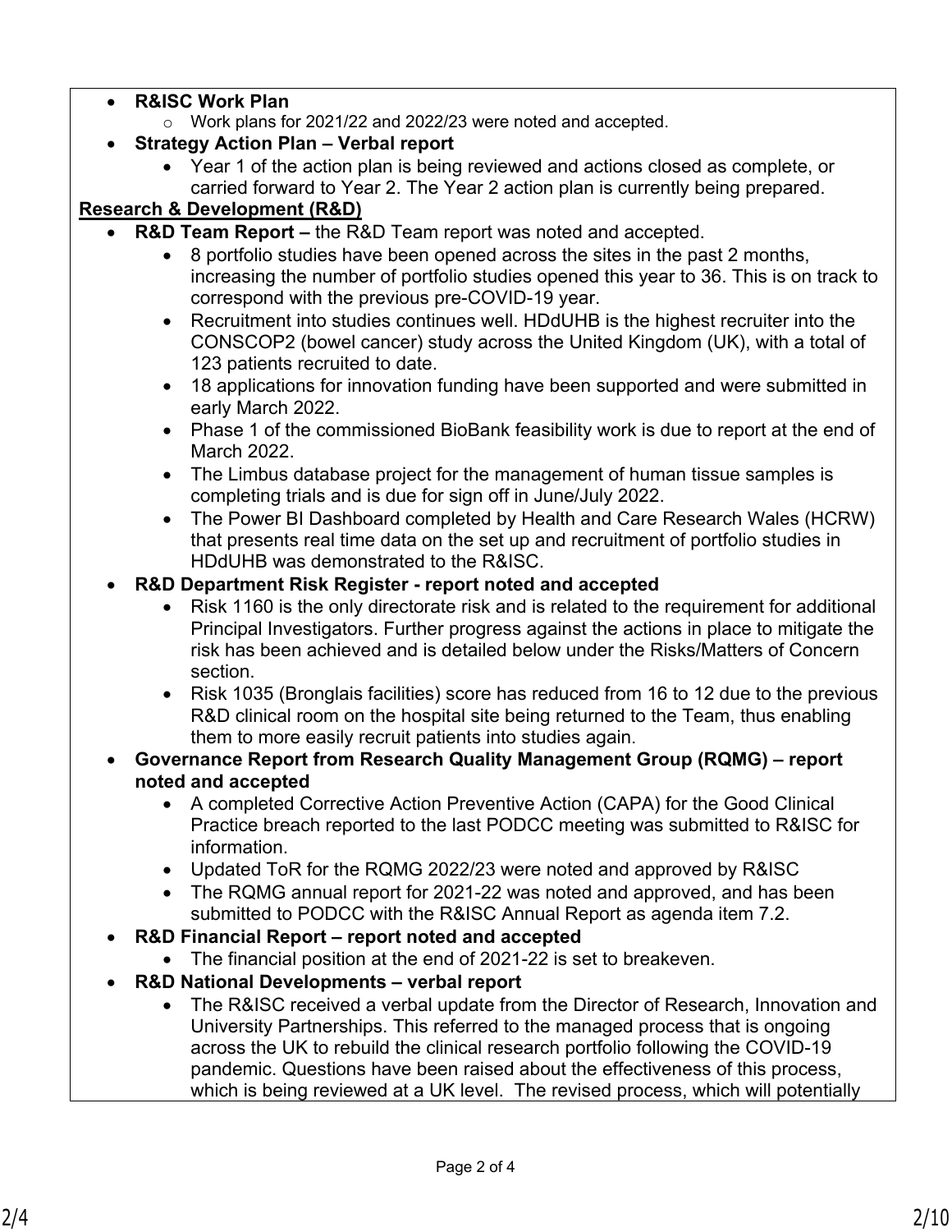- **R&ISC Work Plan**
  - Work plans for 2021/22 and 2022/23 were noted and accepted.
- **Strategy Action Plan – Verbal report**
  - Year 1 of the action plan is being reviewed and actions closed as complete, or carried forward to Year 2. The Year 2 action plan is currently being prepared.

**Research & Development (R&D)**

- **R&D Team Report –** the R&D Team report was noted and accepted.
  - 8 portfolio studies have been opened across the sites in the past 2 months, increasing the number of portfolio studies opened this year to 36. This is on track to correspond with the previous pre-COVID-19 year.
  - Recruitment into studies continues well. HDdUHB is the highest recruiter into the CONSCOP2 (bowel cancer) study across the United Kingdom (UK), with a total of 123 patients recruited to date.
  - 18 applications for innovation funding have been supported and were submitted in early March 2022.
  - Phase 1 of the commissioned BioBank feasibility work is due to report at the end of March 2022.
  - The Limbus database project for the management of human tissue samples is completing trials and is due for sign off in June/July 2022.
  - The Power BI Dashboard completed by Health and Care Research Wales (HCRW) that presents real time data on the set up and recruitment of portfolio studies in HDdUHB was demonstrated to the R&ISC.
- **R&D Department Risk Register - report noted and accepted**
  - Risk 1160 is the only directorate risk and is related to the requirement for additional Principal Investigators. Further progress against the actions in place to mitigate the risk has been achieved and is detailed below under the Risks/Matters of Concern section.
  - Risk 1035 (Bronglais facilities) score has reduced from 16 to 12 due to the previous R&D clinical room on the hospital site being returned to the Team, thus enabling them to more easily recruit patients into studies again.
- **Governance Report from Research Quality Management Group (RQMG) – report noted and accepted**
  - A completed Corrective Action Preventive Action (CAPA) for the Good Clinical Practice breach reported to the last PODCC meeting was submitted to R&ISC for information.
  - Updated ToR for the RQMG 2022/23 were noted and approved by R&ISC
  - The RQMG annual report for 2021-22 was noted and approved, and has been submitted to PODCC with the R&ISC Annual Report as agenda item 7.2.
- **R&D Financial Report – report noted and accepted**
  - The financial position at the end of 2021-22 is set to breakeven.
- **R&D National Developments – verbal report**
  - The R&ISC received a verbal update from the Director of Research, Innovation and University Partnerships. This referred to the managed process that is ongoing across the UK to rebuild the clinical research portfolio following the COVID-19 pandemic. Questions have been raised about the effectiveness of this process, which is being reviewed at a UK level. The revised process, which will potentially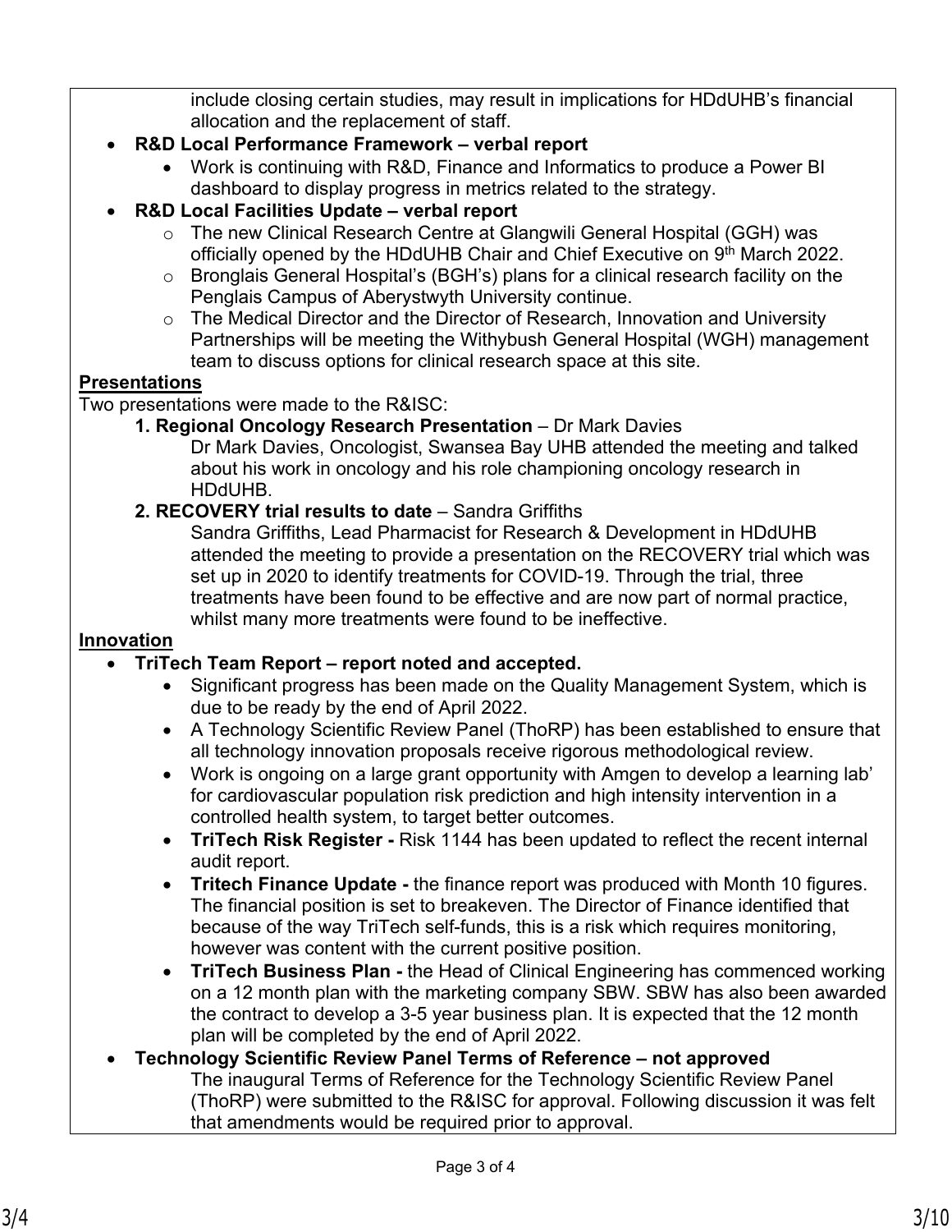include closing certain studies, may result in implications for HDdUHB's financial allocation and the replacement of staff.

- **R&D Local Performance Framework – verbal report**
    - Work is continuing with R&D, Finance and Informatics to produce a Power BI dashboard to display progress in metrics related to the strategy.
- **R&D Local Facilities Update – verbal report**
    - The new Clinical Research Centre at Glangwili General Hospital (GGH) was officially opened by the HDdUHB Chair and Chief Executive on 9th March 2022.
    - Bronglais General Hospital's (BGH's) plans for a clinical research facility on the Penglais Campus of Aberystwyth University continue.
    - The Medical Director and the Director of Research, Innovation and University Partnerships will be meeting the Withybush General Hospital (WGH) management team to discuss options for clinical research space at this site.

**Presentations**

Two presentations were made to the R&ISC:

1. **Regional Oncology Research Presentation** – Dr Mark Davies
   Dr Mark Davies, Oncologist, Swansea Bay UHB attended the meeting and talked about his work in oncology and his role championing oncology research in HDdUHB.
2. **RECOVERY trial results to date** – Sandra Griffiths
   Sandra Griffiths, Lead Pharmacist for Research & Development in HDdUHB attended the meeting to provide a presentation on the RECOVERY trial which was set up in 2020 to identify treatments for COVID-19. Through the trial, three treatments have been found to be effective and are now part of normal practice, whilst many more treatments were found to be ineffective.

**Innovation**

- **TriTech Team Report – report noted and accepted.**
    - Significant progress has been made on the Quality Management System, which is due to be ready by the end of April 2022.
    - A Technology Scientific Review Panel (ThoRP) has been established to ensure that all technology innovation proposals receive rigorous methodological review.
    - Work is ongoing on a large grant opportunity with Amgen to develop a learning lab' for cardiovascular population risk prediction and high intensity intervention in a controlled health system, to target better outcomes.
    - **TriTech Risk Register -** Risk 1144 has been updated to reflect the recent internal audit report.
    - **Tritech Finance Update -** the finance report was produced with Month 10 figures. The financial position is set to breakeven. The Director of Finance identified that because of the way TriTech self-funds, this is a risk which requires monitoring, however was content with the current positive position.
    - **TriTech Business Plan -** the Head of Clinical Engineering has commenced working on a 12 month plan with the marketing company SBW. SBW has also been awarded the contract to develop a 3-5 year business plan. It is expected that the 12 month plan will be completed by the end of April 2022.
- **Technology Scientific Review Panel Terms of Reference – not approved**
  The inaugural Terms of Reference for the Technology Scientific Review Panel (ThoRP) were submitted to the R&ISC for approval. Following discussion it was felt that amendments would be required prior to approval.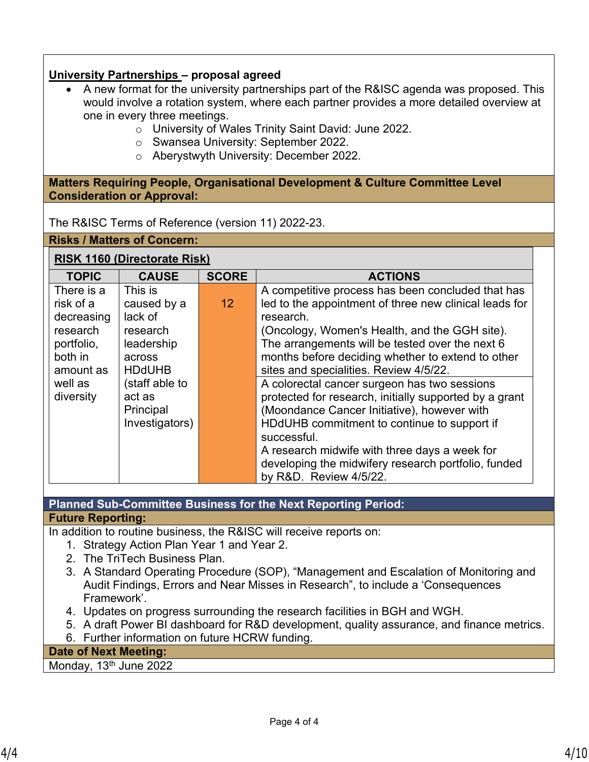**University Partnerships – proposal agreed**

- A new format for the university partnerships part of the R&ISC agenda was proposed. This would involve a rotation system, where each partner provides a more detailed overview at one in every three meetings.
  - University of Wales Trinity Saint David: June 2022.
  - Swansea University: September 2022.
  - Aberystwyth University: December 2022.

**Matters Requiring People, Organisational Development & Culture Committee Level Consideration or Approval:**

The R&ISC Terms of Reference (version 11) 2022-23.

**Risks / Matters of Concern:**

**RISK 1160 (Directorate Risk)**

| TOPIC | CAUSE | SCORE | ACTIONS |
|---|---|---|---|
| There is a risk of a decreasing research portfolio, both in amount as well as diversity | This is caused by a lack of research leadership across HDdUHB (staff able to act as Principal Investigators) | 12 | A competitive process has been concluded that has led to the appointment of three new clinical leads for research. (Oncology, Women's Health, and the GGH site). The arrangements will be tested over the next 6 months before deciding whether to extend to other sites and specialities. Review 4/5/22. |
| | | | A colorectal cancer surgeon has two sessions protected for research, initially supported by a grant (Moondance Cancer Initiative), however with HDdUHB commitment to continue to support if successful. A research midwife with three days a week for developing the midwifery research portfolio, funded by R&D. Review 4/5/22. |

**Planned Sub-Committee Business for the Next Reporting Period:**

**Future Reporting:**

In addition to routine business, the R&ISC will receive reports on:

1. Strategy Action Plan Year 1 and Year 2.
2. The TriTech Business Plan.
3. A Standard Operating Procedure (SOP), "Management and Escalation of Monitoring and Audit Findings, Errors and Near Misses in Research", to include a 'Consequences Framework'.
4. Updates on progress surrounding the research facilities in BGH and WGH.
5. A draft Power BI dashboard for R&D development, quality assurance, and finance metrics.
6. Further information on future HCRW funding.

**Date of Next Meeting:**

Monday, 13th June 2022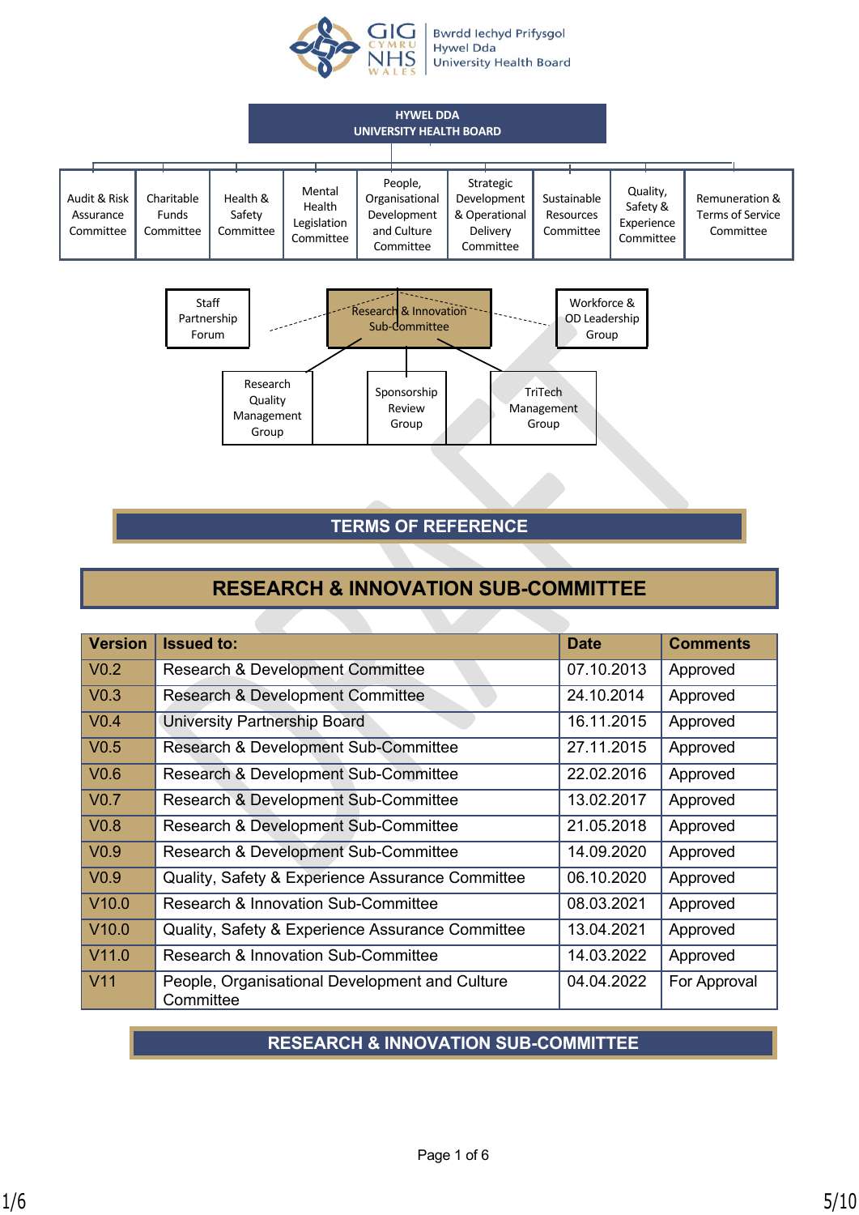Bwrdd Iechyd Prifysgol Hywel Dda University Health Board

**HYWEL DDA UNIVERSITY HEALTH BOARD**

| Audit & Risk Assurance Committee | Charitable Funds Committee | Health & Safety Committee | Mental Health Legislation Committee | People, Organisational Development and Culture Committee | Strategic Development & Operational Delivery Committee | Sustainable Resources Committee | Quality, Safety & Experience Committee | Remuneration & Terms of Service Committee |
|---|---|---|---|---|---|---|---|---|

Staff Partnership Forum — Research & Innovation Sub-Committee — Workforce & OD Leadership Group

Research Quality Management Group — Sponsorship Review Group — TriTech Management Group

## TERMS OF REFERENCE

# RESEARCH & INNOVATION SUB-COMMITTEE

| Version | Issued to: | Date | Comments |
|---|---|---|---|
| V0.2 | Research & Development Committee | 07.10.2013 | Approved |
| V0.3 | Research & Development Committee | 24.10.2014 | Approved |
| V0.4 | University Partnership Board | 16.11.2015 | Approved |
| V0.5 | Research & Development Sub-Committee | 27.11.2015 | Approved |
| V0.6 | Research & Development Sub-Committee | 22.02.2016 | Approved |
| V0.7 | Research & Development Sub-Committee | 13.02.2017 | Approved |
| V0.8 | Research & Development Sub-Committee | 21.05.2018 | Approved |
| V0.9 | Research & Development Sub-Committee | 14.09.2020 | Approved |
| V0.9 | Quality, Safety & Experience Assurance Committee | 06.10.2020 | Approved |
| V10.0 | Research & Innovation Sub-Committee | 08.03.2021 | Approved |
| V10.0 | Quality, Safety & Experience Assurance Committee | 13.04.2021 | Approved |
| V11.0 | Research & Innovation Sub-Committee | 14.03.2022 | Approved |
| V11 | People, Organisational Development and Culture Committee | 04.04.2022 | For Approval |

## RESEARCH & INNOVATION SUB-COMMITTEE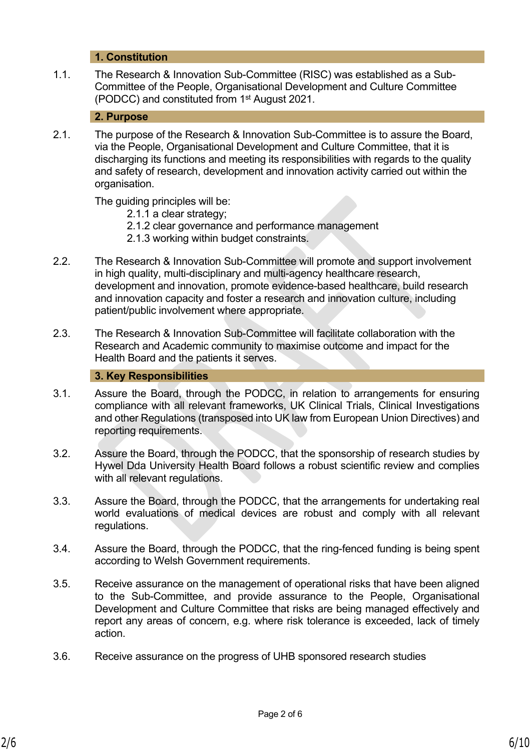## 1. Constitution

1.1. The Research & Innovation Sub-Committee (RISC) was established as a Sub-Committee of the People, Organisational Development and Culture Committee (PODCC) and constituted from 1st August 2021.

## 2. Purpose

2.1. The purpose of the Research & Innovation Sub-Committee is to assure the Board, via the People, Organisational Development and Culture Committee, that it is discharging its functions and meeting its responsibilities with regards to the quality and safety of research, development and innovation activity carried out within the organisation.

The guiding principles will be:

- 2.1.1 a clear strategy;
- 2.1.2 clear governance and performance management
- 2.1.3 working within budget constraints.

2.2. The Research & Innovation Sub-Committee will promote and support involvement in high quality, multi-disciplinary and multi-agency healthcare research, development and innovation, promote evidence-based healthcare, build research and innovation capacity and foster a research and innovation culture, including patient/public involvement where appropriate.

2.3. The Research & Innovation Sub-Committee will facilitate collaboration with the Research and Academic community to maximise outcome and impact for the Health Board and the patients it serves.

## 3. Key Responsibilities

3.1. Assure the Board, through the PODCC, in relation to arrangements for ensuring compliance with all relevant frameworks, UK Clinical Trials, Clinical Investigations and other Regulations (transposed into UK law from European Union Directives) and reporting requirements.

3.2. Assure the Board, through the PODCC, that the sponsorship of research studies by Hywel Dda University Health Board follows a robust scientific review and complies with all relevant regulations.

3.3. Assure the Board, through the PODCC, that the arrangements for undertaking real world evaluations of medical devices are robust and comply with all relevant regulations.

3.4. Assure the Board, through the PODCC, that the ring-fenced funding is being spent according to Welsh Government requirements.

3.5. Receive assurance on the management of operational risks that have been aligned to the Sub-Committee, and provide assurance to the People, Organisational Development and Culture Committee that risks are being managed effectively and report any areas of concern, e.g. where risk tolerance is exceeded, lack of timely action.

3.6. Receive assurance on the progress of UHB sponsored research studies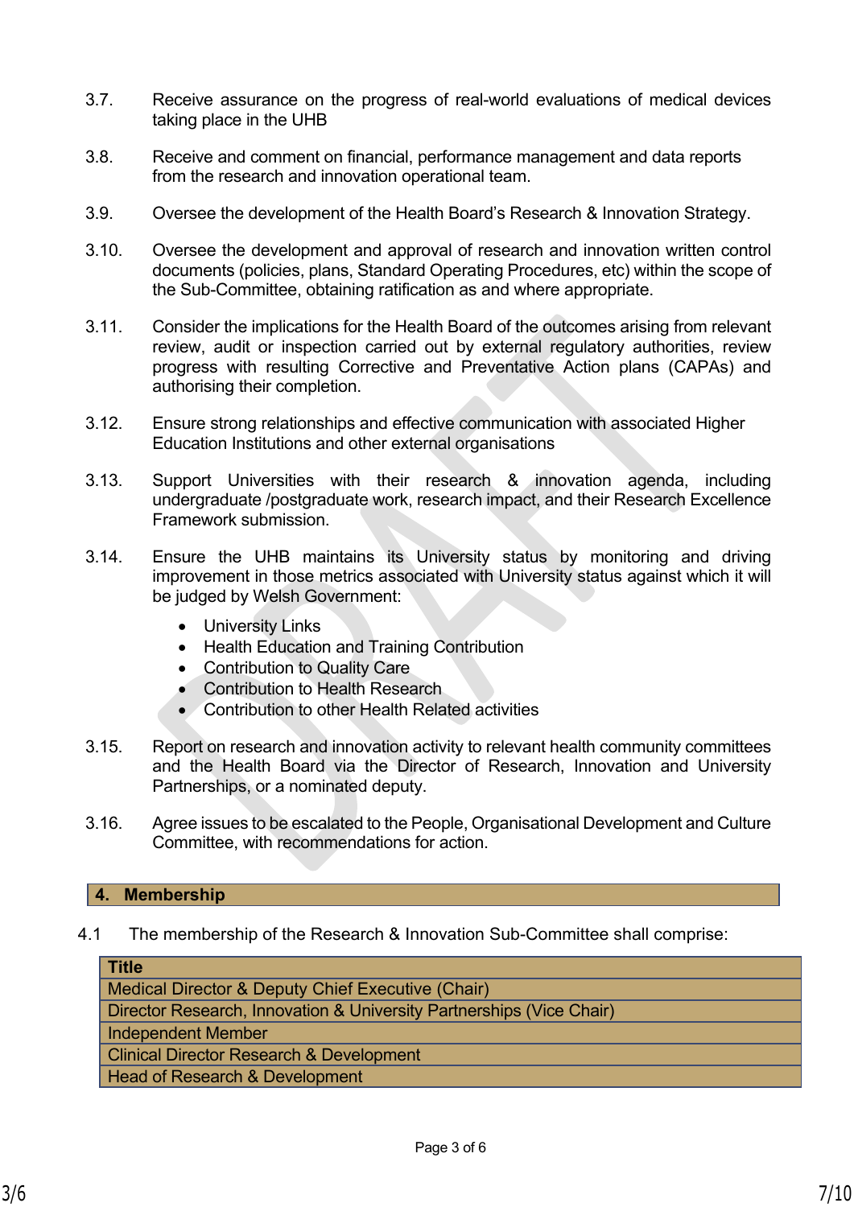3.7. Receive assurance on the progress of real-world evaluations of medical devices taking place in the UHB

3.8. Receive and comment on financial, performance management and data reports from the research and innovation operational team.

3.9. Oversee the development of the Health Board's Research & Innovation Strategy.

3.10. Oversee the development and approval of research and innovation written control documents (policies, plans, Standard Operating Procedures, etc) within the scope of the Sub-Committee, obtaining ratification as and where appropriate.

3.11. Consider the implications for the Health Board of the outcomes arising from relevant review, audit or inspection carried out by external regulatory authorities, review progress with resulting Corrective and Preventative Action plans (CAPAs) and authorising their completion.

3.12. Ensure strong relationships and effective communication with associated Higher Education Institutions and other external organisations

3.13. Support Universities with their research & innovation agenda, including undergraduate /postgraduate work, research impact, and their Research Excellence Framework submission.

3.14. Ensure the UHB maintains its University status by monitoring and driving improvement in those metrics associated with University status against which it will be judged by Welsh Government:

- University Links
- Health Education and Training Contribution
- Contribution to Quality Care
- Contribution to Health Research
- Contribution to other Health Related activities

3.15. Report on research and innovation activity to relevant health community committees and the Health Board via the Director of Research, Innovation and University Partnerships, or a nominated deputy.

3.16. Agree issues to be escalated to the People, Organisational Development and Culture Committee, with recommendations for action.

## 4. Membership

4.1 The membership of the Research & Innovation Sub-Committee shall comprise:

| Title |
|---|
| Medical Director & Deputy Chief Executive (Chair) |
| Director Research, Innovation & University Partnerships (Vice Chair) |
| Independent Member |
| Clinical Director Research & Development |
| Head of Research & Development |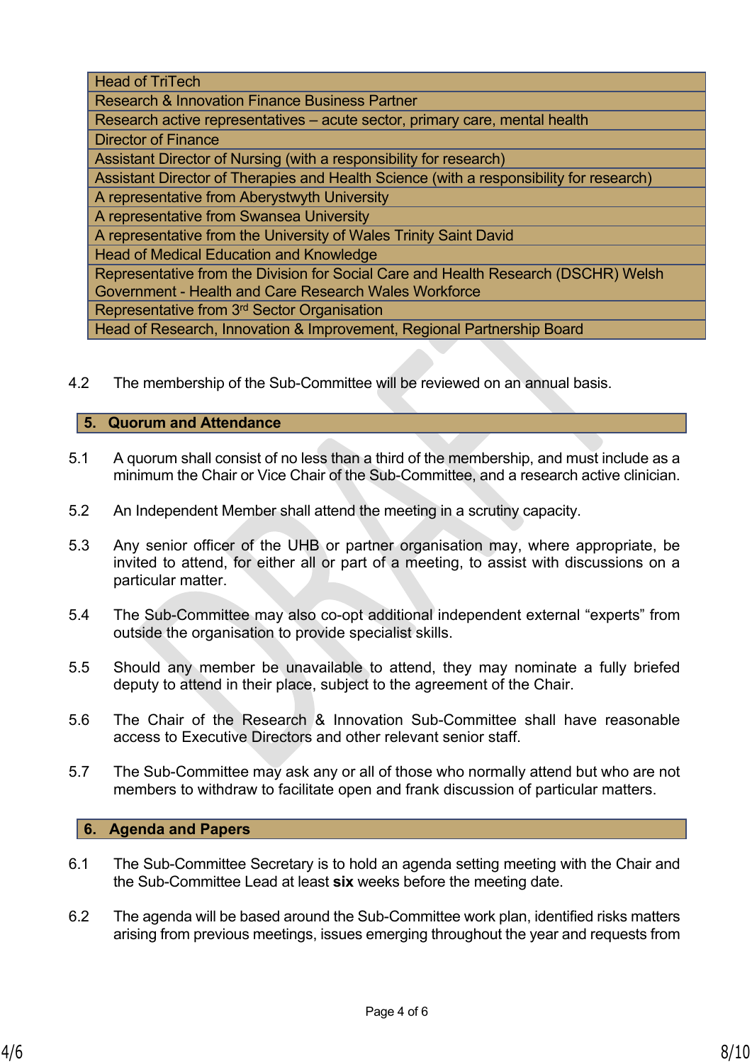| Head of TriTech |
|---|
| Research & Innovation Finance Business Partner |
| Research active representatives – acute sector, primary care, mental health |
| Director of Finance |
| Assistant Director of Nursing (with a responsibility for research) |
| Assistant Director of Therapies and Health Science (with a responsibility for research) |
| A representative from Aberystwyth University |
| A representative from Swansea University |
| A representative from the University of Wales Trinity Saint David |
| Head of Medical Education and Knowledge |
| Representative from the Division for Social Care and Health Research (DSCHR) Welsh Government - Health and Care Research Wales Workforce |
| Representative from 3rd Sector Organisation |
| Head of Research, Innovation & Improvement, Regional Partnership Board |

4.2 The membership of the Sub-Committee will be reviewed on an annual basis.

## 5. Quorum and Attendance

5.1 A quorum shall consist of no less than a third of the membership, and must include as a minimum the Chair or Vice Chair of the Sub-Committee, and a research active clinician.

5.2 An Independent Member shall attend the meeting in a scrutiny capacity.

5.3 Any senior officer of the UHB or partner organisation may, where appropriate, be invited to attend, for either all or part of a meeting, to assist with discussions on a particular matter.

5.4 The Sub-Committee may also co-opt additional independent external "experts" from outside the organisation to provide specialist skills.

5.5 Should any member be unavailable to attend, they may nominate a fully briefed deputy to attend in their place, subject to the agreement of the Chair.

5.6 The Chair of the Research & Innovation Sub-Committee shall have reasonable access to Executive Directors and other relevant senior staff.

5.7 The Sub-Committee may ask any or all of those who normally attend but who are not members to withdraw to facilitate open and frank discussion of particular matters.

## 6. Agenda and Papers

6.1 The Sub-Committee Secretary is to hold an agenda setting meeting with the Chair and the Sub-Committee Lead at least **six** weeks before the meeting date.

6.2 The agenda will be based around the Sub-Committee work plan, identified risks matters arising from previous meetings, issues emerging throughout the year and requests from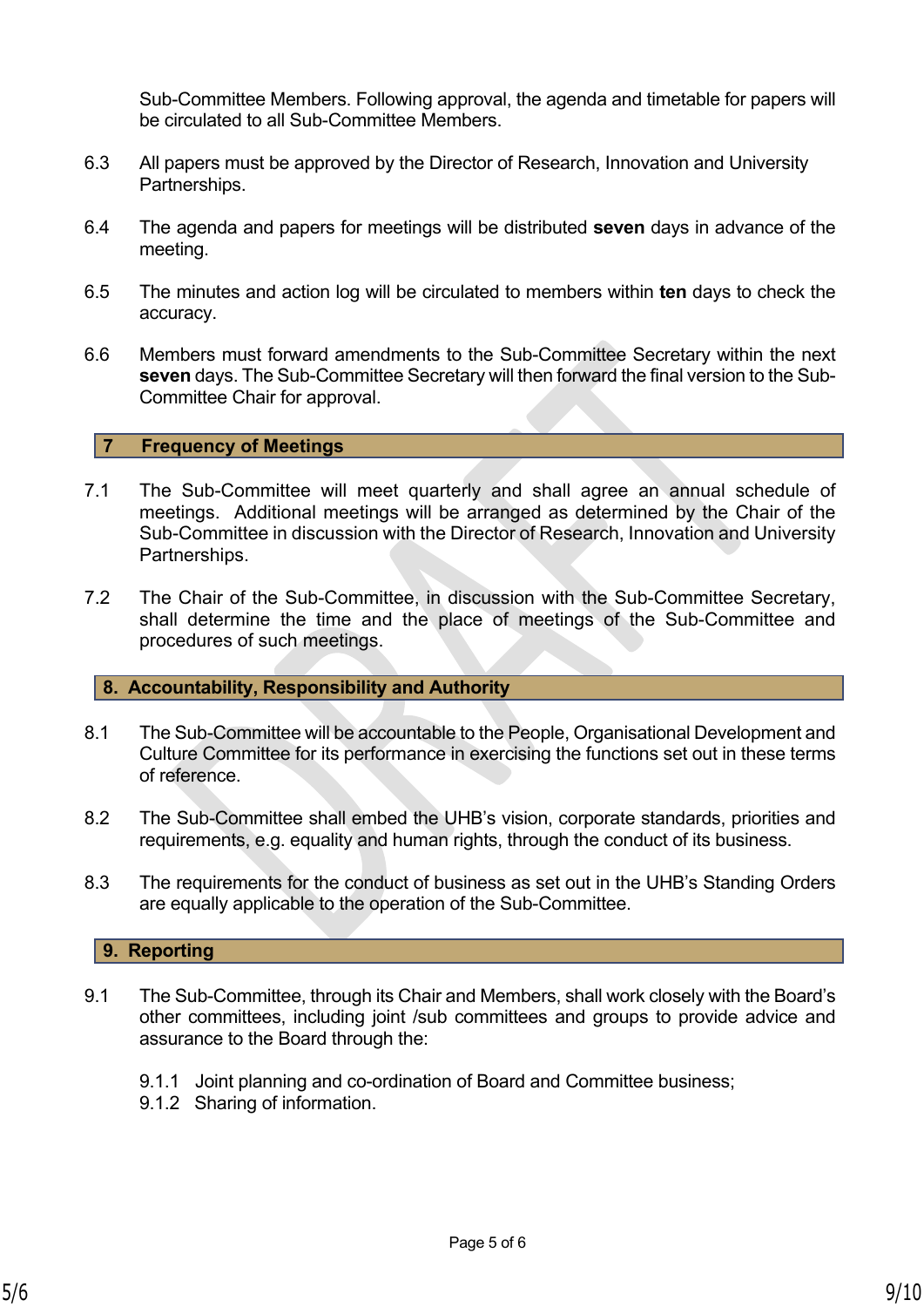Sub-Committee Members. Following approval, the agenda and timetable for papers will be circulated to all Sub-Committee Members.

6.3 All papers must be approved by the Director of Research, Innovation and University Partnerships.

6.4 The agenda and papers for meetings will be distributed **seven** days in advance of the meeting.

6.5 The minutes and action log will be circulated to members within **ten** days to check the accuracy.

6.6 Members must forward amendments to the Sub-Committee Secretary within the next **seven** days. The Sub-Committee Secretary will then forward the final version to the Sub-Committee Chair for approval.

## 7 Frequency of Meetings

7.1 The Sub-Committee will meet quarterly and shall agree an annual schedule of meetings. Additional meetings will be arranged as determined by the Chair of the Sub-Committee in discussion with the Director of Research, Innovation and University Partnerships.

7.2 The Chair of the Sub-Committee, in discussion with the Sub-Committee Secretary, shall determine the time and the place of meetings of the Sub-Committee and procedures of such meetings.

## 8. Accountability, Responsibility and Authority

8.1 The Sub-Committee will be accountable to the People, Organisational Development and Culture Committee for its performance in exercising the functions set out in these terms of reference.

8.2 The Sub-Committee shall embed the UHB's vision, corporate standards, priorities and requirements, e.g. equality and human rights, through the conduct of its business.

8.3 The requirements for the conduct of business as set out in the UHB's Standing Orders are equally applicable to the operation of the Sub-Committee.

## 9. Reporting

9.1 The Sub-Committee, through its Chair and Members, shall work closely with the Board's other committees, including joint /sub committees and groups to provide advice and assurance to the Board through the:

9.1.1 Joint planning and co-ordination of Board and Committee business;

9.1.2 Sharing of information.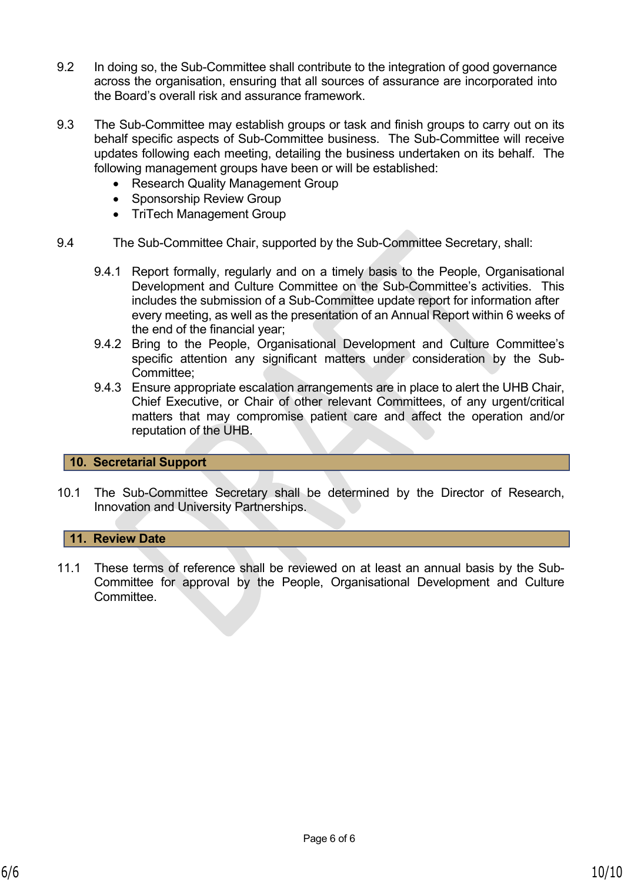9.2 In doing so, the Sub-Committee shall contribute to the integration of good governance across the organisation, ensuring that all sources of assurance are incorporated into the Board's overall risk and assurance framework.

9.3 The Sub-Committee may establish groups or task and finish groups to carry out on its behalf specific aspects of Sub-Committee business. The Sub-Committee will receive updates following each meeting, detailing the business undertaken on its behalf. The following management groups have been or will be established:

- Research Quality Management Group
- Sponsorship Review Group
- TriTech Management Group

9.4 The Sub-Committee Chair, supported by the Sub-Committee Secretary, shall:

9.4.1 Report formally, regularly and on a timely basis to the People, Organisational Development and Culture Committee on the Sub-Committee's activities. This includes the submission of a Sub-Committee update report for information after every meeting, as well as the presentation of an Annual Report within 6 weeks of the end of the financial year;

9.4.2 Bring to the People, Organisational Development and Culture Committee's specific attention any significant matters under consideration by the Sub-Committee;

9.4.3 Ensure appropriate escalation arrangements are in place to alert the UHB Chair, Chief Executive, or Chair of other relevant Committees, of any urgent/critical matters that may compromise patient care and affect the operation and/or reputation of the UHB.

## 10. Secretarial Support

10.1 The Sub-Committee Secretary shall be determined by the Director of Research, Innovation and University Partnerships.

## 11. Review Date

11.1 These terms of reference shall be reviewed on at least an annual basis by the Sub-Committee for approval by the People, Organisational Development and Culture Committee.